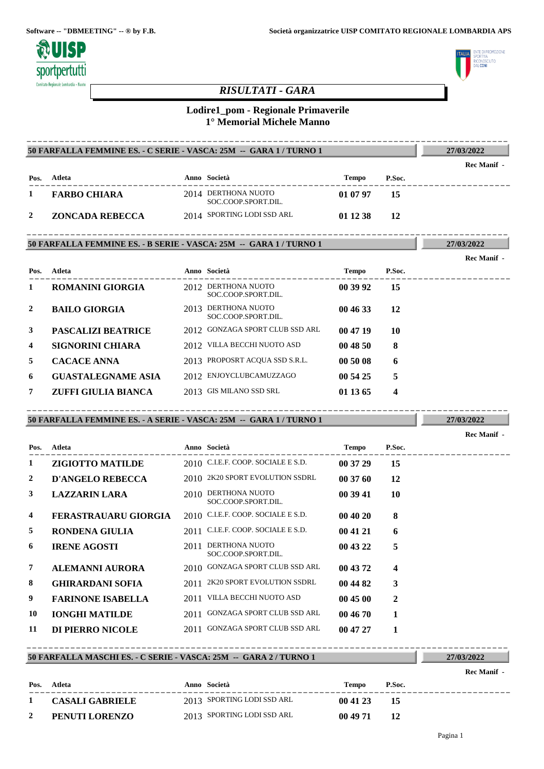Software -- "DBMEETING" -- ® by F.B.

Società organizzatrice UISP COMITATO REGIONALE LOMBARDIA APS

# *RISULTATI - GARA*

## Lodire1_pom - Regionale Primaverile
## 1° Memorial Michele Manno

### 50 FARFALLA FEMMINE ES. - C SERIE - VASCA: 25M -- GARA 1 / TURNO 1

27/03/2022

Rec Manif -

| Pos. | Atleta | Anno | Società | Tempo | P.Soc. |
|---|---|---|---|---|---|
| 1 | **FARBO CHIARA** | 2014 | DERTHONA NUOTO SOC.COOP.SPORT.DIL. | **01 07 97** | **15** |
| 2 | **ZONCADA REBECCA** | 2014 | SPORTING LODI SSD ARL | **01 12 38** | **12** |

### 50 FARFALLA FEMMINE ES. - B SERIE - VASCA: 25M -- GARA 1 / TURNO 1

27/03/2022

Rec Manif -

| Pos. | Atleta | Anno | Società | Tempo | P.Soc. |
|---|---|---|---|---|---|
| 1 | **ROMANINI GIORGIA** | 2012 | DERTHONA NUOTO SOC.COOP.SPORT.DIL. | **00 39 92** | **15** |
| 2 | **BAILO GIORGIA** | 2013 | DERTHONA NUOTO SOC.COOP.SPORT.DIL. | **00 46 33** | **12** |
| 3 | **PASCALIZI BEATRICE** | 2012 | GONZAGA SPORT CLUB SSD ARL | **00 47 19** | **10** |
| 4 | **SIGNORINI CHIARA** | 2012 | VILLA BECCHI NUOTO ASD | **00 48 50** | **8** |
| 5 | **CACACE ANNA** | 2013 | PROPOSRT ACQUA SSD S.R.L. | **00 50 08** | **6** |
| 6 | **GUASTALEGNAME ASIA** | 2012 | ENJOYCLUBCAMUZZAGO | **00 54 25** | **5** |
| 7 | **ZUFFI GIULIA BIANCA** | 2013 | GIS MILANO SSD SRL | **01 13 65** | **4** |

### 50 FARFALLA FEMMINE ES. - A SERIE - VASCA: 25M -- GARA 1 / TURNO 1

27/03/2022

Rec Manif -

| Pos. | Atleta | Anno | Società | Tempo | P.Soc. |
|---|---|---|---|---|---|
| 1 | **ZIGIOTTO MATILDE** | 2010 | C.I.E.F. COOP. SOCIALE E S.D. | **00 37 29** | **15** |
| 2 | **D'ANGELO REBECCA** | 2010 | 2K20 SPORT EVOLUTION SSDRL | **00 37 60** | **12** |
| 3 | **LAZZARIN LARA** | 2010 | DERTHONA NUOTO SOC.COOP.SPORT.DIL. | **00 39 41** | **10** |
| 4 | **FERASTRAUARU GIORGIA** | 2010 | C.I.E.F. COOP. SOCIALE E S.D. | **00 40 20** | **8** |
| 5 | **RONDENA GIULIA** | 2011 | C.I.E.F. COOP. SOCIALE E S.D. | **00 41 21** | **6** |
| 6 | **IRENE AGOSTI** | 2011 | DERTHONA NUOTO SOC.COOP.SPORT.DIL. | **00 43 22** | **5** |
| 7 | **ALEMANNI AURORA** | 2010 | GONZAGA SPORT CLUB SSD ARL | **00 43 72** | **4** |
| 8 | **GHIRARDANI SOFIA** | 2011 | 2K20 SPORT EVOLUTION SSDRL | **00 44 82** | **3** |
| 9 | **FARINONE ISABELLA** | 2011 | VILLA BECCHI NUOTO ASD | **00 45 00** | **2** |
| 10 | **IONGHI MATILDE** | 2011 | GONZAGA SPORT CLUB SSD ARL | **00 46 70** | **1** |
| 11 | **DI PIERRO NICOLE** | 2011 | GONZAGA SPORT CLUB SSD ARL | **00 47 27** | **1** |

### 50 FARFALLA MASCHI ES. - C SERIE - VASCA: 25M -- GARA 2 / TURNO 1

27/03/2022

Rec Manif -

| Pos. | Atleta | Anno | Società | Tempo | P.Soc. |
|---|---|---|---|---|---|
| 1 | **CASALI GABRIELE** | 2013 | SPORTING LODI SSD ARL | **00 41 23** | **15** |
| 2 | **PENUTI LORENZO** | 2013 | SPORTING LODI SSD ARL | **00 49 71** | **12** |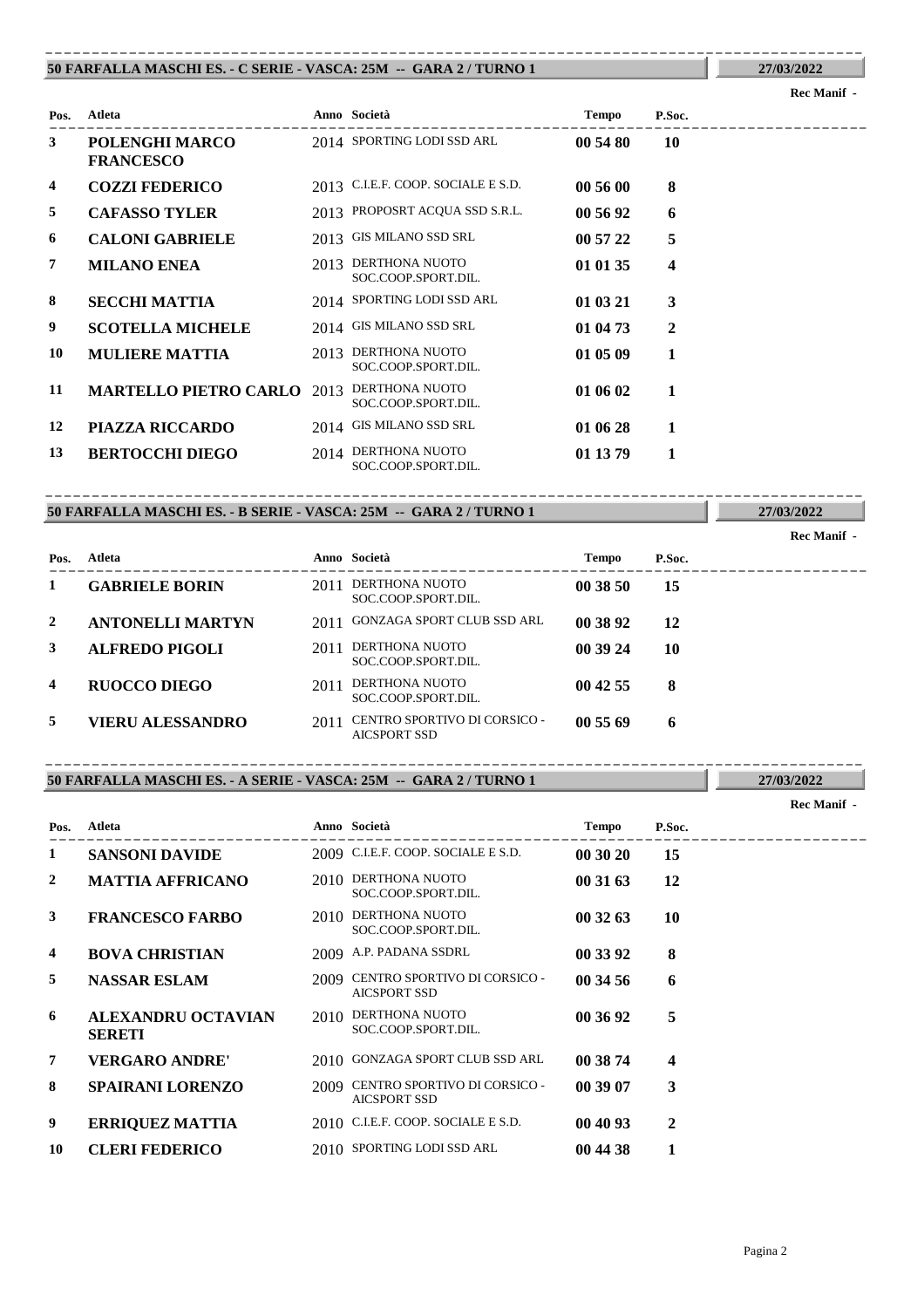## 50 FARFALLA MASCHI ES. - C SERIE - VASCA: 25M -- GARA 2 / TURNO 1

**27/03/2022**

**Rec Manif -**

| Pos. | Atleta | Anno | Società | Tempo | P.Soc. |
|---|---|---|---|---|---|
| 3 | **POLENGHI MARCO FRANCESCO** | 2014 | SPORTING LODI SSD ARL | **00 54 80** | **10** |
| 4 | **COZZI FEDERICO** | 2013 | C.I.E.F. COOP. SOCIALE E S.D. | **00 56 00** | **8** |
| 5 | **CAFASSO TYLER** | 2013 | PROPOSRT ACQUA SSD S.R.L. | **00 56 92** | **6** |
| 6 | **CALONI GABRIELE** | 2013 | GIS MILANO SSD SRL | **00 57 22** | **5** |
| 7 | **MILANO ENEA** | 2013 | DERTHONA NUOTO SOC.COOP.SPORT.DIL. | **01 01 35** | **4** |
| 8 | **SECCHI MATTIA** | 2014 | SPORTING LODI SSD ARL | **01 03 21** | **3** |
| 9 | **SCOTELLA MICHELE** | 2014 | GIS MILANO SSD SRL | **01 04 73** | **2** |
| 10 | **MULIERE MATTIA** | 2013 | DERTHONA NUOTO SOC.COOP.SPORT.DIL. | **01 05 09** | **1** |
| 11 | **MARTELLO PIETRO CARLO** | 2013 | DERTHONA NUOTO SOC.COOP.SPORT.DIL. | **01 06 02** | **1** |
| 12 | **PIAZZA RICCARDO** | 2014 | GIS MILANO SSD SRL | **01 06 28** | **1** |
| 13 | **BERTOCCHI DIEGO** | 2014 | DERTHONA NUOTO SOC.COOP.SPORT.DIL. | **01 13 79** | **1** |

## 50 FARFALLA MASCHI ES. - B SERIE - VASCA: 25M -- GARA 2 / TURNO 1

**27/03/2022**

**Rec Manif -**

| Pos. | Atleta | Anno | Società | Tempo | P.Soc. |
|---|---|---|---|---|---|
| 1 | **GABRIELE BORIN** | 2011 | DERTHONA NUOTO SOC.COOP.SPORT.DIL. | **00 38 50** | **15** |
| 2 | **ANTONELLI MARTYN** | 2011 | GONZAGA SPORT CLUB SSD ARL | **00 38 92** | **12** |
| 3 | **ALFREDO PIGOLI** | 2011 | DERTHONA NUOTO SOC.COOP.SPORT.DIL. | **00 39 24** | **10** |
| 4 | **RUOCCO DIEGO** | 2011 | DERTHONA NUOTO SOC.COOP.SPORT.DIL. | **00 42 55** | **8** |
| 5 | **VIERU ALESSANDRO** | 2011 | CENTRO SPORTIVO DI CORSICO - AICSPORT SSD | **00 55 69** | **6** |

## 50 FARFALLA MASCHI ES. - A SERIE - VASCA: 25M -- GARA 2 / TURNO 1

**27/03/2022**

**Rec Manif -**

| Pos. | Atleta | Anno | Società | Tempo | P.Soc. |
|---|---|---|---|---|---|
| 1 | **SANSONI DAVIDE** | 2009 | C.I.E.F. COOP. SOCIALE E S.D. | **00 30 20** | **15** |
| 2 | **MATTIA AFFRICANO** | 2010 | DERTHONA NUOTO SOC.COOP.SPORT.DIL. | **00 31 63** | **12** |
| 3 | **FRANCESCO FARBO** | 2010 | DERTHONA NUOTO SOC.COOP.SPORT.DIL. | **00 32 63** | **10** |
| 4 | **BOVA CHRISTIAN** | 2009 | A.P. PADANA SSDRL | **00 33 92** | **8** |
| 5 | **NASSAR ESLAM** | 2009 | CENTRO SPORTIVO DI CORSICO - AICSPORT SSD | **00 34 56** | **6** |
| 6 | **ALEXANDRU OCTAVIAN SERETI** | 2010 | DERTHONA NUOTO SOC.COOP.SPORT.DIL. | **00 36 92** | **5** |
| 7 | **VERGARO ANDRE'** | 2010 | GONZAGA SPORT CLUB SSD ARL | **00 38 74** | **4** |
| 8 | **SPAIRANI LORENZO** | 2009 | CENTRO SPORTIVO DI CORSICO - AICSPORT SSD | **00 39 07** | **3** |
| 9 | **ERRIQUEZ MATTIA** | 2010 | C.I.E.F. COOP. SOCIALE E S.D. | **00 40 93** | **2** |
| 10 | **CLERI FEDERICO** | 2010 | SPORTING LODI SSD ARL | **00 44 38** | **1** |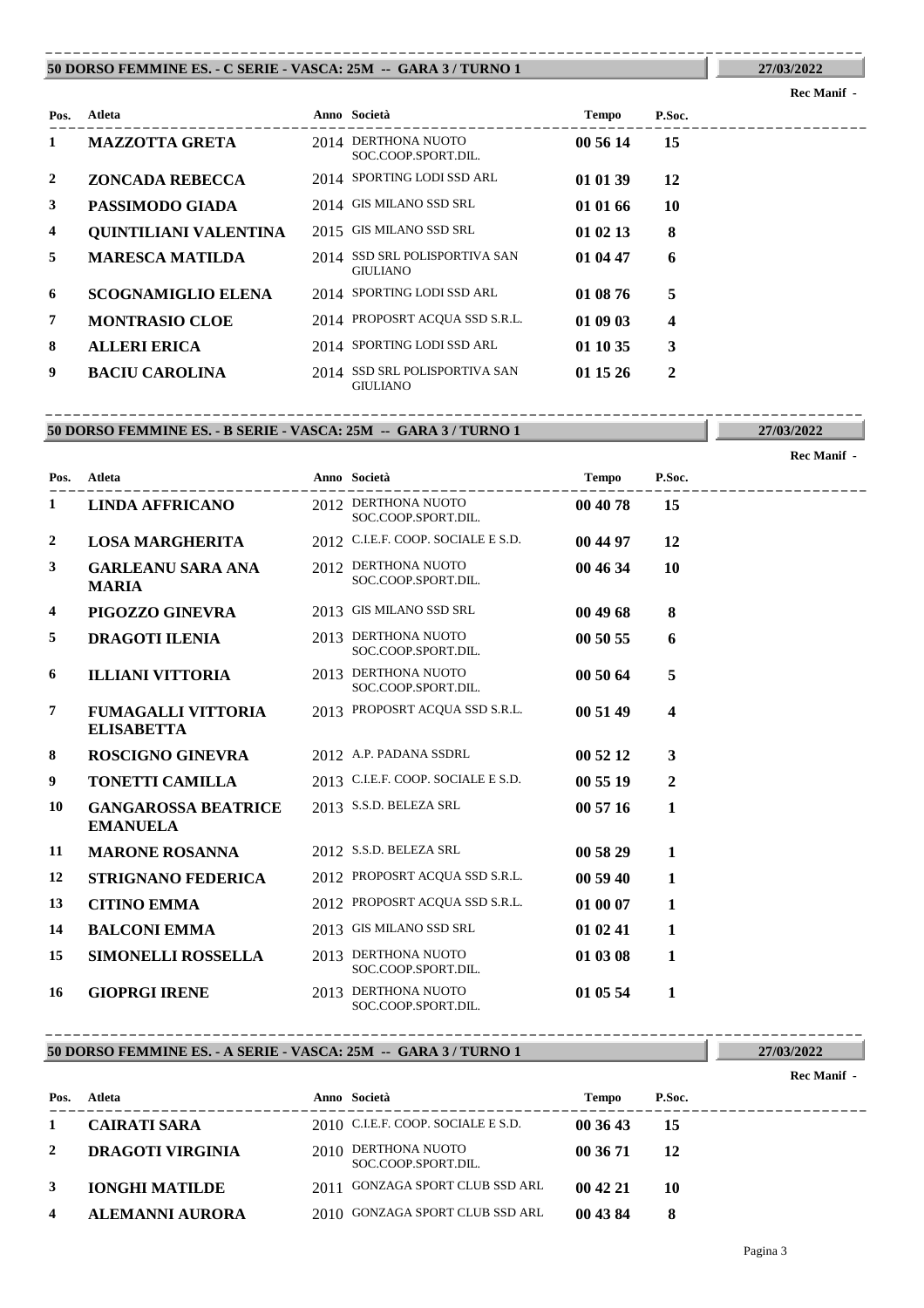## 50 DORSO FEMMINE ES. - C SERIE - VASCA: 25M -- GARA 3 / TURNO 1

27/03/2022

Rec Manif -

| Pos. | Atleta | Anno | Società | Tempo | P.Soc. |
|---|---|---|---|---|---|
| 1 | **MAZZOTTA GRETA** | 2014 | DERTHONA NUOTO SOC.COOP.SPORT.DIL. | **00 56 14** | **15** |
| 2 | **ZONCADA REBECCA** | 2014 | SPORTING LODI SSD ARL | **01 01 39** | **12** |
| 3 | **PASSIMODO GIADA** | 2014 | GIS MILANO SSD SRL | **01 01 66** | **10** |
| 4 | **QUINTILIANI VALENTINA** | 2015 | GIS MILANO SSD SRL | **01 02 13** | **8** |
| 5 | **MARESCA MATILDA** | 2014 | SSD SRL POLISPORTIVA SAN GIULIANO | **01 04 47** | **6** |
| 6 | **SCOGNAMIGLIO ELENA** | 2014 | SPORTING LODI SSD ARL | **01 08 76** | **5** |
| 7 | **MONTRASIO CLOE** | 2014 | PROPOSRT ACQUA SSD S.R.L. | **01 09 03** | **4** |
| 8 | **ALLERI ERICA** | 2014 | SPORTING LODI SSD ARL | **01 10 35** | **3** |
| 9 | **BACIU CAROLINA** | 2014 | SSD SRL POLISPORTIVA SAN GIULIANO | **01 15 26** | **2** |

## 50 DORSO FEMMINE ES. - B SERIE - VASCA: 25M -- GARA 3 / TURNO 1

27/03/2022

Rec Manif -

| Pos. | Atleta | Anno | Società | Tempo | P.Soc. |
|---|---|---|---|---|---|
| 1 | **LINDA AFFRICANO** | 2012 | DERTHONA NUOTO SOC.COOP.SPORT.DIL. | **00 40 78** | **15** |
| 2 | **LOSA MARGHERITA** | 2012 | C.I.E.F. COOP. SOCIALE E S.D. | **00 44 97** | **12** |
| 3 | **GARLEANU SARA ANA MARIA** | 2012 | DERTHONA NUOTO SOC.COOP.SPORT.DIL. | **00 46 34** | **10** |
| 4 | **PIGOZZO GINEVRA** | 2013 | GIS MILANO SSD SRL | **00 49 68** | **8** |
| 5 | **DRAGOTI ILENIA** | 2013 | DERTHONA NUOTO SOC.COOP.SPORT.DIL. | **00 50 55** | **6** |
| 6 | **ILLIANI VITTORIA** | 2013 | DERTHONA NUOTO SOC.COOP.SPORT.DIL. | **00 50 64** | **5** |
| 7 | **FUMAGALLI VITTORIA ELISABETTA** | 2013 | PROPOSRT ACQUA SSD S.R.L. | **00 51 49** | **4** |
| 8 | **ROSCIGNO GINEVRA** | 2012 | A.P. PADANA SSDRL | **00 52 12** | **3** |
| 9 | **TONETTI CAMILLA** | 2013 | C.I.E.F. COOP. SOCIALE E S.D. | **00 55 19** | **2** |
| 10 | **GANGAROSSA BEATRICE EMANUELA** | 2013 | S.S.D. BELEZA SRL | **00 57 16** | **1** |
| 11 | **MARONE ROSANNA** | 2012 | S.S.D. BELEZA SRL | **00 58 29** | **1** |
| 12 | **STRIGNANO FEDERICA** | 2012 | PROPOSRT ACQUA SSD S.R.L. | **00 59 40** | **1** |
| 13 | **CITINO EMMA** | 2012 | PROPOSRT ACQUA SSD S.R.L. | **01 00 07** | **1** |
| 14 | **BALCONI EMMA** | 2013 | GIS MILANO SSD SRL | **01 02 41** | **1** |
| 15 | **SIMONELLI ROSSELLA** | 2013 | DERTHONA NUOTO SOC.COOP.SPORT.DIL. | **01 03 08** | **1** |
| 16 | **GIOPRGI IRENE** | 2013 | DERTHONA NUOTO SOC.COOP.SPORT.DIL. | **01 05 54** | **1** |

## 50 DORSO FEMMINE ES. - A SERIE - VASCA: 25M -- GARA 3 / TURNO 1

27/03/2022

Rec Manif -

| Pos. | Atleta | Anno | Società | Tempo | P.Soc. |
|---|---|---|---|---|---|
| 1 | **CAIRATI SARA** | 2010 | C.I.E.F. COOP. SOCIALE E S.D. | **00 36 43** | **15** |
| 2 | **DRAGOTI VIRGINIA** | 2010 | DERTHONA NUOTO SOC.COOP.SPORT.DIL. | **00 36 71** | **12** |
| 3 | **IONGHI MATILDE** | 2011 | GONZAGA SPORT CLUB SSD ARL | **00 42 21** | **10** |
| 4 | **ALEMANNI AURORA** | 2010 | GONZAGA SPORT CLUB SSD ARL | **00 43 84** | **8** |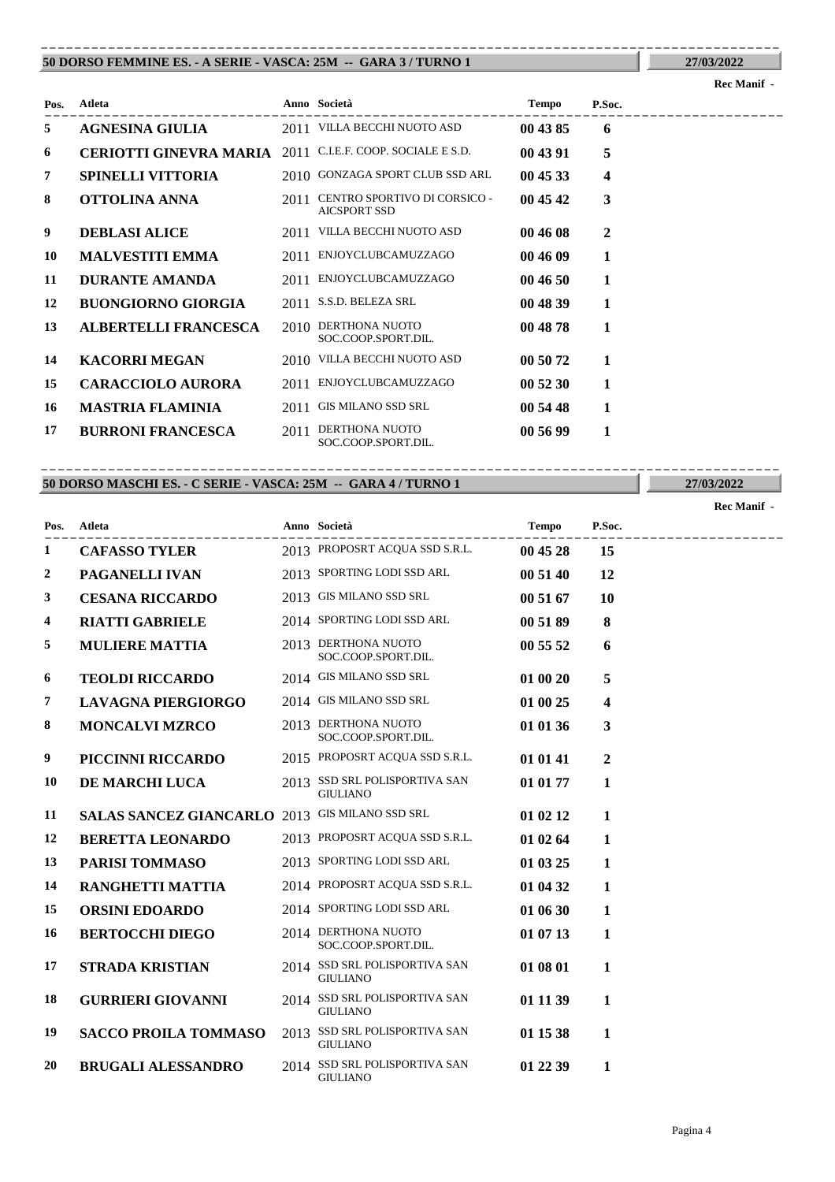## 50 DORSO FEMMINE ES. - A SERIE - VASCA: 25M -- GARA 3 / TURNO 1

27/03/2022

Rec Manif -

| Pos. | Atleta | Anno | Società | Tempo | P.Soc. |
|---|---|---|---|---|---|
| 5 | **AGNESINA GIULIA** | 2011 | VILLA BECCHI NUOTO ASD | **00 43 85** | **6** |
| 6 | **CERIOTTI GINEVRA MARIA** | 2011 | C.I.E.F. COOP. SOCIALE E S.D. | **00 43 91** | **5** |
| 7 | **SPINELLI VITTORIA** | 2010 | GONZAGA SPORT CLUB SSD ARL | **00 45 33** | **4** |
| 8 | **OTTOLINA ANNA** | 2011 | CENTRO SPORTIVO DI CORSICO - AICSPORT SSD | **00 45 42** | **3** |
| 9 | **DEBLASI ALICE** | 2011 | VILLA BECCHI NUOTO ASD | **00 46 08** | **2** |
| 10 | **MALVESTITI EMMA** | 2011 | ENJOYCLUBCAMUZZAGO | **00 46 09** | **1** |
| 11 | **DURANTE AMANDA** | 2011 | ENJOYCLUBCAMUZZAGO | **00 46 50** | **1** |
| 12 | **BUONGIORNO GIORGIA** | 2011 | S.S.D. BELEZA SRL | **00 48 39** | **1** |
| 13 | **ALBERTELLI FRANCESCA** | 2010 | DERTHONA NUOTO SOC.COOP.SPORT.DIL. | **00 48 78** | **1** |
| 14 | **KACORRI MEGAN** | 2010 | VILLA BECCHI NUOTO ASD | **00 50 72** | **1** |
| 15 | **CARACCIOLO AURORA** | 2011 | ENJOYCLUBCAMUZZAGO | **00 52 30** | **1** |
| 16 | **MASTRIA FLAMINIA** | 2011 | GIS MILANO SSD SRL | **00 54 48** | **1** |
| 17 | **BURRONI FRANCESCA** | 2011 | DERTHONA NUOTO SOC.COOP.SPORT.DIL. | **00 56 99** | **1** |

## 50 DORSO MASCHI ES. - C SERIE - VASCA: 25M -- GARA 4 / TURNO 1

27/03/2022

Rec Manif -

| Pos. | Atleta | Anno | Società | Tempo | P.Soc. |
|---|---|---|---|---|---|
| 1 | **CAFASSO TYLER** | 2013 | PROPOSRT ACQUA SSD S.R.L. | **00 45 28** | **15** |
| 2 | **PAGANELLI IVAN** | 2013 | SPORTING LODI SSD ARL | **00 51 40** | **12** |
| 3 | **CESANA RICCARDO** | 2013 | GIS MILANO SSD SRL | **00 51 67** | **10** |
| 4 | **RIATTI GABRIELE** | 2014 | SPORTING LODI SSD ARL | **00 51 89** | **8** |
| 5 | **MULIERE MATTIA** | 2013 | DERTHONA NUOTO SOC.COOP.SPORT.DIL. | **00 55 52** | **6** |
| 6 | **TEOLDI RICCARDO** | 2014 | GIS MILANO SSD SRL | **01 00 20** | **5** |
| 7 | **LAVAGNA PIERGIORGO** | 2014 | GIS MILANO SSD SRL | **01 00 25** | **4** |
| 8 | **MONCALVI MZRCO** | 2013 | DERTHONA NUOTO SOC.COOP.SPORT.DIL. | **01 01 36** | **3** |
| 9 | **PICCINNI RICCARDO** | 2015 | PROPOSRT ACQUA SSD S.R.L. | **01 01 41** | **2** |
| 10 | **DE MARCHI LUCA** | 2013 | SSD SRL POLISPORTIVA SAN GIULIANO | **01 01 77** | **1** |
| 11 | **SALAS SANCEZ GIANCARLO** | 2013 | GIS MILANO SSD SRL | **01 02 12** | **1** |
| 12 | **BERETTA LEONARDO** | 2013 | PROPOSRT ACQUA SSD S.R.L. | **01 02 64** | **1** |
| 13 | **PARISI TOMMASO** | 2013 | SPORTING LODI SSD ARL | **01 03 25** | **1** |
| 14 | **RANGHETTI MATTIA** | 2014 | PROPOSRT ACQUA SSD S.R.L. | **01 04 32** | **1** |
| 15 | **ORSINI EDOARDO** | 2014 | SPORTING LODI SSD ARL | **01 06 30** | **1** |
| 16 | **BERTOCCHI DIEGO** | 2014 | DERTHONA NUOTO SOC.COOP.SPORT.DIL. | **01 07 13** | **1** |
| 17 | **STRADA KRISTIAN** | 2014 | SSD SRL POLISPORTIVA SAN GIULIANO | **01 08 01** | **1** |
| 18 | **GURRIERI GIOVANNI** | 2014 | SSD SRL POLISPORTIVA SAN GIULIANO | **01 11 39** | **1** |
| 19 | **SACCO PROILA TOMMASO** | 2013 | SSD SRL POLISPORTIVA SAN GIULIANO | **01 15 38** | **1** |
| 20 | **BRUGALI ALESSANDRO** | 2014 | SSD SRL POLISPORTIVA SAN GIULIANO | **01 22 39** | **1** |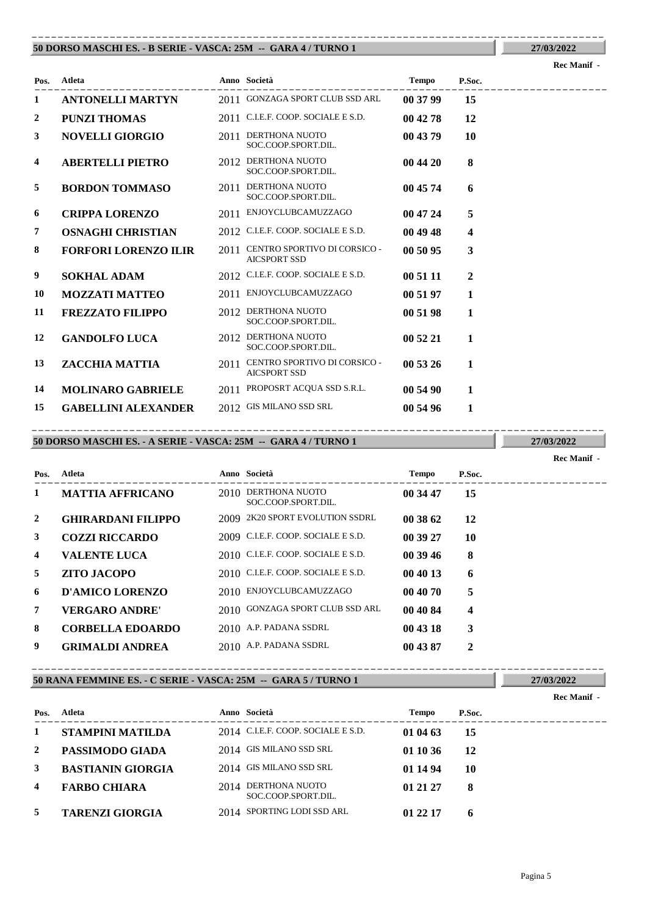## 50 DORSO MASCHI ES. - B SERIE - VASCA: 25M -- GARA 4 / TURNO 1

27/03/2022

Rec Manif -

| Pos. | Atleta | Anno | Società | Tempo | P.Soc. |
|---|---|---|---|---|---|
| 1 | **ANTONELLI MARTYN** | 2011 | GONZAGA SPORT CLUB SSD ARL | **00 37 99** | **15** |
| 2 | **PUNZI THOMAS** | 2011 | C.I.E.F. COOP. SOCIALE E S.D. | **00 42 78** | **12** |
| 3 | **NOVELLI GIORGIO** | 2011 | DERTHONA NUOTO SOC.COOP.SPORT.DIL. | **00 43 79** | **10** |
| 4 | **ABERTELLI PIETRO** | 2012 | DERTHONA NUOTO SOC.COOP.SPORT.DIL. | **00 44 20** | **8** |
| 5 | **BORDON TOMMASO** | 2011 | DERTHONA NUOTO SOC.COOP.SPORT.DIL. | **00 45 74** | **6** |
| 6 | **CRIPPA LORENZO** | 2011 | ENJOYCLUBCAMUZZAGO | **00 47 24** | **5** |
| 7 | **OSNAGHI CHRISTIAN** | 2012 | C.I.E.F. COOP. SOCIALE E S.D. | **00 49 48** | **4** |
| 8 | **FORFORI LORENZO ILIR** | 2011 | CENTRO SPORTIVO DI CORSICO - AICSPORT SSD | **00 50 95** | **3** |
| 9 | **SOKHAL ADAM** | 2012 | C.I.E.F. COOP. SOCIALE E S.D. | **00 51 11** | **2** |
| 10 | **MOZZATI MATTEO** | 2011 | ENJOYCLUBCAMUZZAGO | **00 51 97** | **1** |
| 11 | **FREZZATO FILIPPO** | 2012 | DERTHONA NUOTO SOC.COOP.SPORT.DIL. | **00 51 98** | **1** |
| 12 | **GANDOLFO LUCA** | 2012 | DERTHONA NUOTO SOC.COOP.SPORT.DIL. | **00 52 21** | **1** |
| 13 | **ZACCHIA MATTIA** | 2011 | CENTRO SPORTIVO DI CORSICO - AICSPORT SSD | **00 53 26** | **1** |
| 14 | **MOLINARO GABRIELE** | 2011 | PROPOSRT ACQUA SSD S.R.L. | **00 54 90** | **1** |
| 15 | **GABELLINI ALEXANDER** | 2012 | GIS MILANO SSD SRL | **00 54 96** | **1** |

## 50 DORSO MASCHI ES. - A SERIE - VASCA: 25M -- GARA 4 / TURNO 1

27/03/2022

Rec Manif -

| Pos. | Atleta | Anno | Società | Tempo | P.Soc. |
|---|---|---|---|---|---|
| 1 | **MATTIA AFFRICANO** | 2010 | DERTHONA NUOTO SOC.COOP.SPORT.DIL. | **00 34 47** | **15** |
| 2 | **GHIRARDANI FILIPPO** | 2009 | 2K20 SPORT EVOLUTION SSDRL | **00 38 62** | **12** |
| 3 | **COZZI RICCARDO** | 2009 | C.I.E.F. COOP. SOCIALE E S.D. | **00 39 27** | **10** |
| 4 | **VALENTE LUCA** | 2010 | C.I.E.F. COOP. SOCIALE E S.D. | **00 39 46** | **8** |
| 5 | **ZITO JACOPO** | 2010 | C.I.E.F. COOP. SOCIALE E S.D. | **00 40 13** | **6** |
| 6 | **D'AMICO LORENZO** | 2010 | ENJOYCLUBCAMUZZAGO | **00 40 70** | **5** |
| 7 | **VERGARO ANDRE'** | 2010 | GONZAGA SPORT CLUB SSD ARL | **00 40 84** | **4** |
| 8 | **CORBELLA EDOARDO** | 2010 | A.P. PADANA SSDRL | **00 43 18** | **3** |
| 9 | **GRIMALDI ANDREA** | 2010 | A.P. PADANA SSDRL | **00 43 87** | **2** |

## 50 RANA FEMMINE ES. - C SERIE - VASCA: 25M -- GARA 5 / TURNO 1

27/03/2022

Rec Manif -

| Pos. | Atleta | Anno | Società | Tempo | P.Soc. |
|---|---|---|---|---|---|
| 1 | **STAMPINI MATILDA** | 2014 | C.I.E.F. COOP. SOCIALE E S.D. | **01 04 63** | **15** |
| 2 | **PASSIMODO GIADA** | 2014 | GIS MILANO SSD SRL | **01 10 36** | **12** |
| 3 | **BASTIANIN GIORGIA** | 2014 | GIS MILANO SSD SRL | **01 14 94** | **10** |
| 4 | **FARBO CHIARA** | 2014 | DERTHONA NUOTO SOC.COOP.SPORT.DIL. | **01 21 27** | **8** |
| 5 | **TARENZI GIORGIA** | 2014 | SPORTING LODI SSD ARL | **01 22 17** | **6** |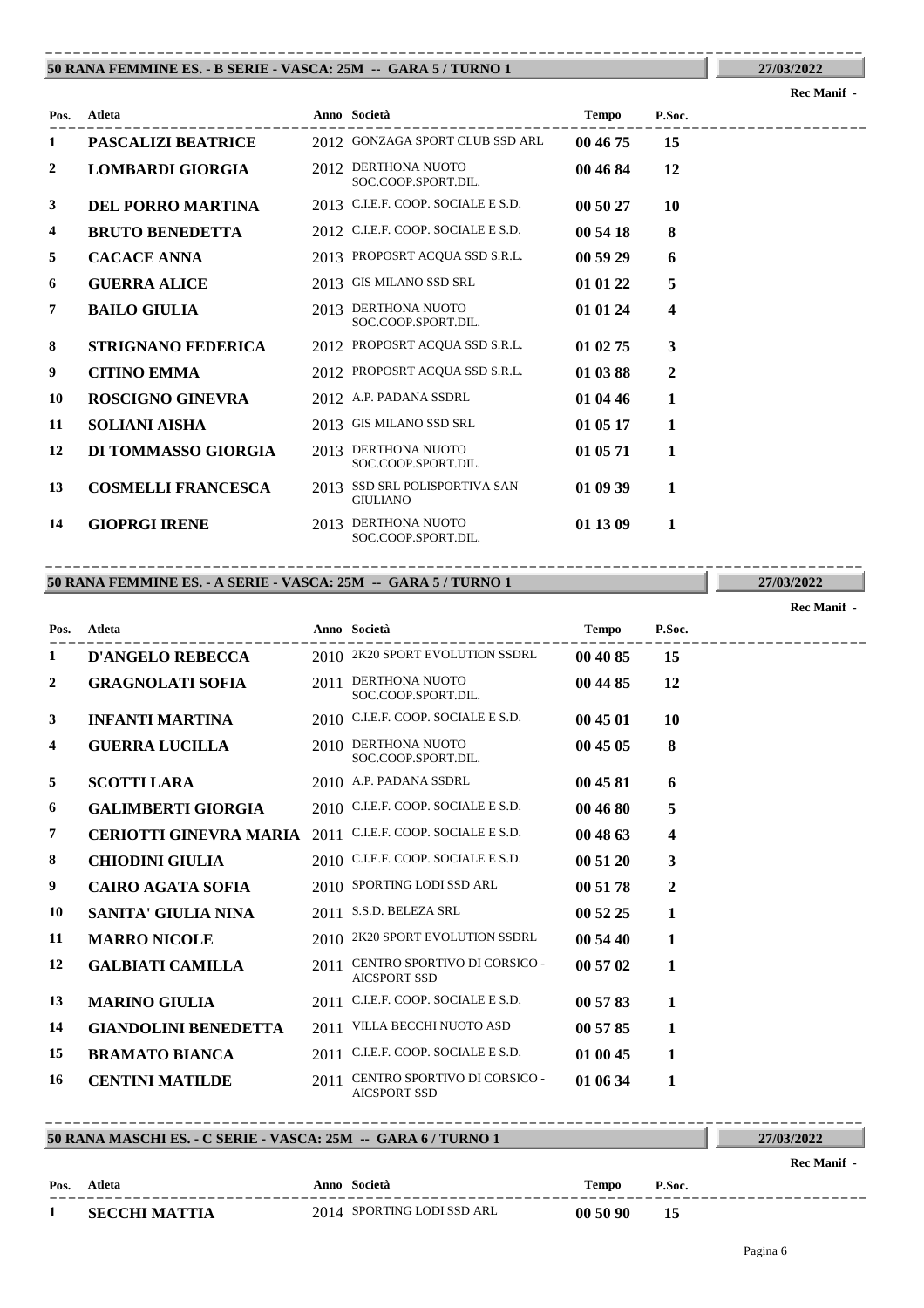## 50 RANA FEMMINE ES. - B SERIE - VASCA: 25M -- GARA 5 / TURNO 1

27/03/2022

Rec Manif -

| Pos. | Atleta | Anno | Società | Tempo | P.Soc. |
|---|---|---|---|---|---|
| 1 | **PASCALIZI BEATRICE** | 2012 | GONZAGA SPORT CLUB SSD ARL | **00 46 75** | **15** |
| 2 | **LOMBARDI GIORGIA** | 2012 | DERTHONA NUOTO SOC.COOP.SPORT.DIL. | **00 46 84** | **12** |
| 3 | **DEL PORRO MARTINA** | 2013 | C.I.E.F. COOP. SOCIALE E S.D. | **00 50 27** | **10** |
| 4 | **BRUTO BENEDETTA** | 2012 | C.I.E.F. COOP. SOCIALE E S.D. | **00 54 18** | **8** |
| 5 | **CACACE ANNA** | 2013 | PROPOSRT ACQUA SSD S.R.L. | **00 59 29** | **6** |
| 6 | **GUERRA ALICE** | 2013 | GIS MILANO SSD SRL | **01 01 22** | **5** |
| 7 | **BAILO GIULIA** | 2013 | DERTHONA NUOTO SOC.COOP.SPORT.DIL. | **01 01 24** | **4** |
| 8 | **STRIGNANO FEDERICA** | 2012 | PROPOSRT ACQUA SSD S.R.L. | **01 02 75** | **3** |
| 9 | **CITINO EMMA** | 2012 | PROPOSRT ACQUA SSD S.R.L. | **01 03 88** | **2** |
| 10 | **ROSCIGNO GINEVRA** | 2012 | A.P. PADANA SSDRL | **01 04 46** | **1** |
| 11 | **SOLIANI AISHA** | 2013 | GIS MILANO SSD SRL | **01 05 17** | **1** |
| 12 | **DI TOMMASSO GIORGIA** | 2013 | DERTHONA NUOTO SOC.COOP.SPORT.DIL. | **01 05 71** | **1** |
| 13 | **COSMELLI FRANCESCA** | 2013 | SSD SRL POLISPORTIVA SAN GIULIANO | **01 09 39** | **1** |
| 14 | **GIOPRGI IRENE** | 2013 | DERTHONA NUOTO SOC.COOP.SPORT.DIL. | **01 13 09** | **1** |

## 50 RANA FEMMINE ES. - A SERIE - VASCA: 25M -- GARA 5 / TURNO 1

27/03/2022

Rec Manif -

| Pos. | Atleta | Anno | Società | Tempo | P.Soc. |
|---|---|---|---|---|---|
| 1 | **D'ANGELO REBECCA** | 2010 | 2K20 SPORT EVOLUTION SSDRL | **00 40 85** | **15** |
| 2 | **GRAGNOLATI SOFIA** | 2011 | DERTHONA NUOTO SOC.COOP.SPORT.DIL. | **00 44 85** | **12** |
| 3 | **INFANTI MARTINA** | 2010 | C.I.E.F. COOP. SOCIALE E S.D. | **00 45 01** | **10** |
| 4 | **GUERRA LUCILLA** | 2010 | DERTHONA NUOTO SOC.COOP.SPORT.DIL. | **00 45 05** | **8** |
| 5 | **SCOTTI LARA** | 2010 | A.P. PADANA SSDRL | **00 45 81** | **6** |
| 6 | **GALIMBERTI GIORGIA** | 2010 | C.I.E.F. COOP. SOCIALE E S.D. | **00 46 80** | **5** |
| 7 | **CERIOTTI GINEVRA MARIA** | 2011 | C.I.E.F. COOP. SOCIALE E S.D. | **00 48 63** | **4** |
| 8 | **CHIODINI GIULIA** | 2010 | C.I.E.F. COOP. SOCIALE E S.D. | **00 51 20** | **3** |
| 9 | **CAIRO AGATA SOFIA** | 2010 | SPORTING LODI SSD ARL | **00 51 78** | **2** |
| 10 | **SANITA' GIULIA NINA** | 2011 | S.S.D. BELEZA SRL | **00 52 25** | **1** |
| 11 | **MARRO NICOLE** | 2010 | 2K20 SPORT EVOLUTION SSDRL | **00 54 40** | **1** |
| 12 | **GALBIATI CAMILLA** | 2011 | CENTRO SPORTIVO DI CORSICO - AICSPORT SSD | **00 57 02** | **1** |
| 13 | **MARINO GIULIA** | 2011 | C.I.E.F. COOP. SOCIALE E S.D. | **00 57 83** | **1** |
| 14 | **GIANDOLINI BENEDETTA** | 2011 | VILLA BECCHI NUOTO ASD | **00 57 85** | **1** |
| 15 | **BRAMATO BIANCA** | 2011 | C.I.E.F. COOP. SOCIALE E S.D. | **01 00 45** | **1** |
| 16 | **CENTINI MATILDE** | 2011 | CENTRO SPORTIVO DI CORSICO - AICSPORT SSD | **01 06 34** | **1** |

## 50 RANA MASCHI ES. - C SERIE - VASCA: 25M -- GARA 6 / TURNO 1

27/03/2022

Rec Manif -

| Pos. | Atleta | Anno | Società | Tempo | P.Soc. |
|---|---|---|---|---|---|
| 1 | **SECCHI MATTIA** | 2014 | SPORTING LODI SSD ARL | **00 50 90** | **15** |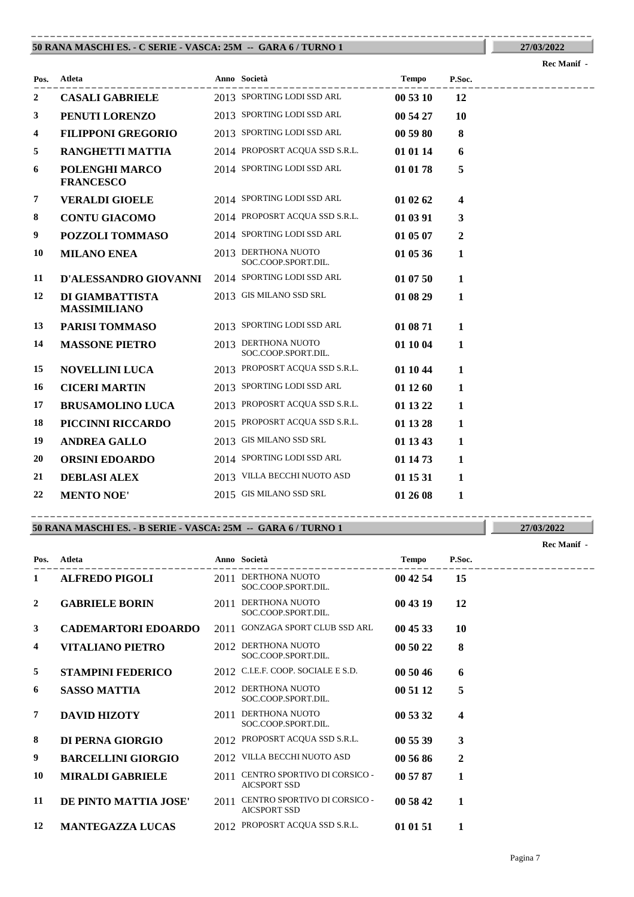## 50 RANA MASCHI ES. - C SERIE - VASCA: 25M -- GARA 6 / TURNO 1

27/03/2022

Rec Manif -

| Pos. | Atleta | Anno | Società | Tempo | P.Soc. |
|---|---|---|---|---|---|
| 2 | **CASALI GABRIELE** | 2013 | SPORTING LODI SSD ARL | **00 53 10** | **12** |
| 3 | **PENUTI LORENZO** | 2013 | SPORTING LODI SSD ARL | **00 54 27** | **10** |
| 4 | **FILIPPONI GREGORIO** | 2013 | SPORTING LODI SSD ARL | **00 59 80** | **8** |
| 5 | **RANGHETTI MATTIA** | 2014 | PROPOSRT ACQUA SSD S.R.L. | **01 01 14** | **6** |
| 6 | **POLENGHI MARCO FRANCESCO** | 2014 | SPORTING LODI SSD ARL | **01 01 78** | **5** |
| 7 | **VERALDI GIOELE** | 2014 | SPORTING LODI SSD ARL | **01 02 62** | **4** |
| 8 | **CONTU GIACOMO** | 2014 | PROPOSRT ACQUA SSD S.R.L. | **01 03 91** | **3** |
| 9 | **POZZOLI TOMMASO** | 2014 | SPORTING LODI SSD ARL | **01 05 07** | **2** |
| 10 | **MILANO ENEA** | 2013 | DERTHONA NUOTO SOC.COOP.SPORT.DIL. | **01 05 36** | **1** |
| 11 | **D'ALESSANDRO GIOVANNI** | 2014 | SPORTING LODI SSD ARL | **01 07 50** | **1** |
| 12 | **DI GIAMBATTISTA MASSIMILIANO** | 2013 | GIS MILANO SSD SRL | **01 08 29** | **1** |
| 13 | **PARISI TOMMASO** | 2013 | SPORTING LODI SSD ARL | **01 08 71** | **1** |
| 14 | **MASSONE PIETRO** | 2013 | DERTHONA NUOTO SOC.COOP.SPORT.DIL. | **01 10 04** | **1** |
| 15 | **NOVELLINI LUCA** | 2013 | PROPOSRT ACQUA SSD S.R.L. | **01 10 44** | **1** |
| 16 | **CICERI MARTIN** | 2013 | SPORTING LODI SSD ARL | **01 12 60** | **1** |
| 17 | **BRUSAMOLINO LUCA** | 2013 | PROPOSRT ACQUA SSD S.R.L. | **01 13 22** | **1** |
| 18 | **PICCINNI RICCARDO** | 2015 | PROPOSRT ACQUA SSD S.R.L. | **01 13 28** | **1** |
| 19 | **ANDREA GALLO** | 2013 | GIS MILANO SSD SRL | **01 13 43** | **1** |
| 20 | **ORSINI EDOARDO** | 2014 | SPORTING LODI SSD ARL | **01 14 73** | **1** |
| 21 | **DEBLASI ALEX** | 2013 | VILLA BECCHI NUOTO ASD | **01 15 31** | **1** |
| 22 | **MENTO NOE'** | 2015 | GIS MILANO SSD SRL | **01 26 08** | **1** |

## 50 RANA MASCHI ES. - B SERIE - VASCA: 25M -- GARA 6 / TURNO 1

27/03/2022

Rec Manif -

| Pos. | Atleta | Anno | Società | Tempo | P.Soc. |
|---|---|---|---|---|---|
| 1 | **ALFREDO PIGOLI** | 2011 | DERTHONA NUOTO SOC.COOP.SPORT.DIL. | **00 42 54** | **15** |
| 2 | **GABRIELE BORIN** | 2011 | DERTHONA NUOTO SOC.COOP.SPORT.DIL. | **00 43 19** | **12** |
| 3 | **CADEMARTORI EDOARDO** | 2011 | GONZAGA SPORT CLUB SSD ARL | **00 45 33** | **10** |
| 4 | **VITALIANO PIETRO** | 2012 | DERTHONA NUOTO SOC.COOP.SPORT.DIL. | **00 50 22** | **8** |
| 5 | **STAMPINI FEDERICO** | 2012 | C.I.E.F. COOP. SOCIALE E S.D. | **00 50 46** | **6** |
| 6 | **SASSO MATTIA** | 2012 | DERTHONA NUOTO SOC.COOP.SPORT.DIL. | **00 51 12** | **5** |
| 7 | **DAVID HIZOTY** | 2011 | DERTHONA NUOTO SOC.COOP.SPORT.DIL. | **00 53 32** | **4** |
| 8 | **DI PERNA GIORGIO** | 2012 | PROPOSRT ACQUA SSD S.R.L. | **00 55 39** | **3** |
| 9 | **BARCELLINI GIORGIO** | 2012 | VILLA BECCHI NUOTO ASD | **00 56 86** | **2** |
| 10 | **MIRALDI GABRIELE** | 2011 | CENTRO SPORTIVO DI CORSICO - AICSPORT SSD | **00 57 87** | **1** |
| 11 | **DE PINTO MATTIA JOSE'** | 2011 | CENTRO SPORTIVO DI CORSICO - AICSPORT SSD | **00 58 42** | **1** |
| 12 | **MANTEGAZZA LUCAS** | 2012 | PROPOSRT ACQUA SSD S.R.L. | **01 01 51** | **1** |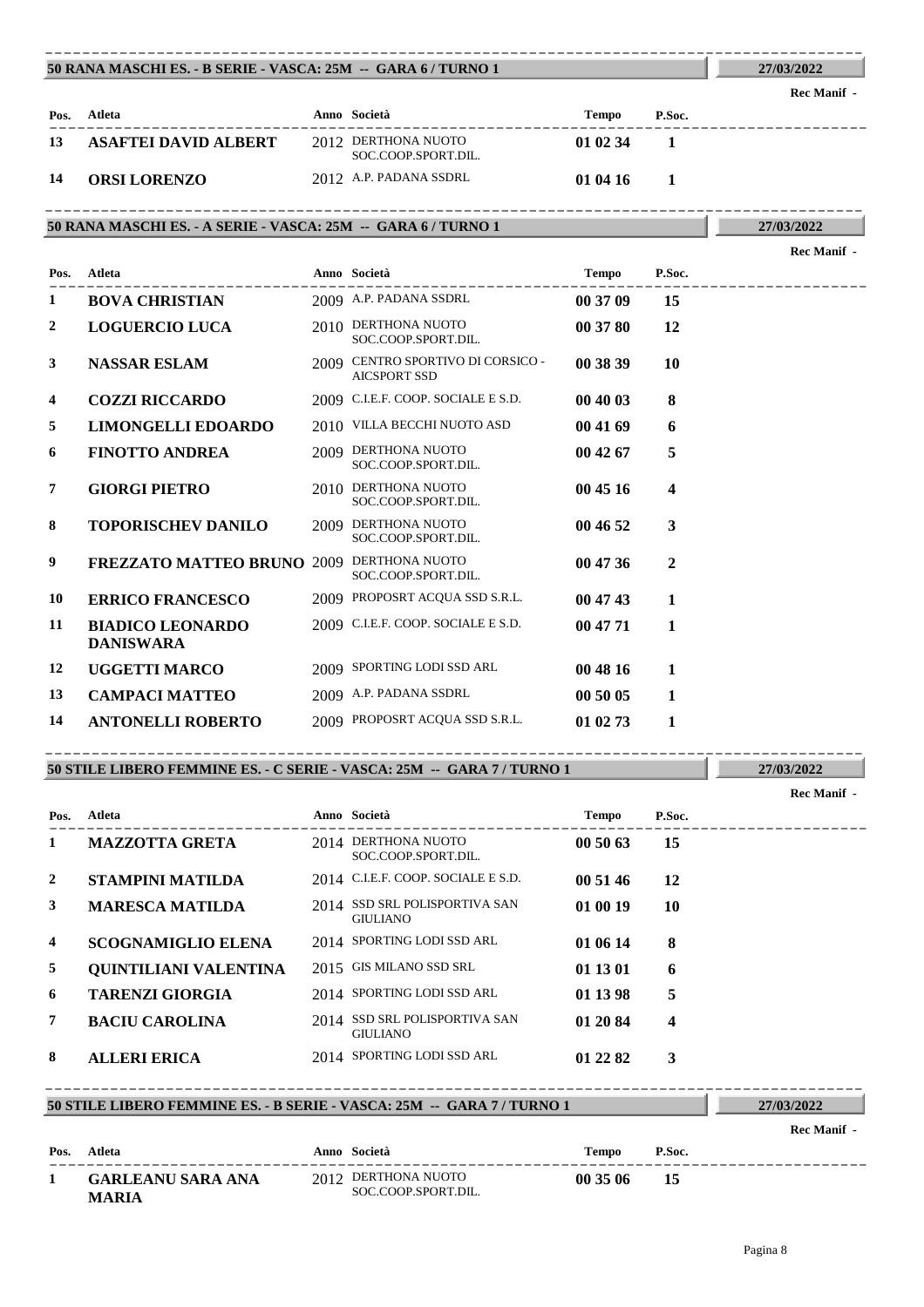## 50 RANA MASCHI ES. - B SERIE - VASCA: 25M -- GARA 6 / TURNO 1

27/03/2022

Rec Manif -

| Pos. | Atleta | Anno | Società | Tempo | P.Soc. |
|---|---|---|---|---|---|
| 13 | **ASAFTEI DAVID ALBERT** | 2012 | DERTHONA NUOTO SOC.COOP.SPORT.DIL. | **01 02 34** | **1** |
| 14 | **ORSI LORENZO** | 2012 | A.P. PADANA SSDRL | **01 04 16** | **1** |

## 50 RANA MASCHI ES. - A SERIE - VASCA: 25M -- GARA 6 / TURNO 1

27/03/2022

Rec Manif -

| Pos. | Atleta | Anno | Società | Tempo | P.Soc. |
|---|---|---|---|---|---|
| 1 | **BOVA CHRISTIAN** | 2009 | A.P. PADANA SSDRL | **00 37 09** | **15** |
| 2 | **LOGUERCIO LUCA** | 2010 | DERTHONA NUOTO SOC.COOP.SPORT.DIL. | **00 37 80** | **12** |
| 3 | **NASSAR ESLAM** | 2009 | CENTRO SPORTIVO DI CORSICO - AICSPORT SSD | **00 38 39** | **10** |
| 4 | **COZZI RICCARDO** | 2009 | C.I.E.F. COOP. SOCIALE E S.D. | **00 40 03** | **8** |
| 5 | **LIMONGELLI EDOARDO** | 2010 | VILLA BECCHI NUOTO ASD | **00 41 69** | **6** |
| 6 | **FINOTTO ANDREA** | 2009 | DERTHONA NUOTO SOC.COOP.SPORT.DIL. | **00 42 67** | **5** |
| 7 | **GIORGI PIETRO** | 2010 | DERTHONA NUOTO SOC.COOP.SPORT.DIL. | **00 45 16** | **4** |
| 8 | **TOPORISCHEV DANILO** | 2009 | DERTHONA NUOTO SOC.COOP.SPORT.DIL. | **00 46 52** | **3** |
| 9 | **FREZZATO MATTEO BRUNO** | 2009 | DERTHONA NUOTO SOC.COOP.SPORT.DIL. | **00 47 36** | **2** |
| 10 | **ERRICO FRANCESCO** | 2009 | PROPOSRT ACQUA SSD S.R.L. | **00 47 43** | **1** |
| 11 | **BIADICO LEONARDO DANISWARA** | 2009 | C.I.E.F. COOP. SOCIALE E S.D. | **00 47 71** | **1** |
| 12 | **UGGETTI MARCO** | 2009 | SPORTING LODI SSD ARL | **00 48 16** | **1** |
| 13 | **CAMPACI MATTEO** | 2009 | A.P. PADANA SSDRL | **00 50 05** | **1** |
| 14 | **ANTONELLI ROBERTO** | 2009 | PROPOSRT ACQUA SSD S.R.L. | **01 02 73** | **1** |

## 50 STILE LIBERO FEMMINE ES. - C SERIE - VASCA: 25M -- GARA 7 / TURNO 1

27/03/2022

Rec Manif -

| Pos. | Atleta | Anno | Società | Tempo | P.Soc. |
|---|---|---|---|---|---|
| 1 | **MAZZOTTA GRETA** | 2014 | DERTHONA NUOTO SOC.COOP.SPORT.DIL. | **00 50 63** | **15** |
| 2 | **STAMPINI MATILDA** | 2014 | C.I.E.F. COOP. SOCIALE E S.D. | **00 51 46** | **12** |
| 3 | **MARESCA MATILDA** | 2014 | SSD SRL POLISPORTIVA SAN GIULIANO | **01 00 19** | **10** |
| 4 | **SCOGNAMIGLIO ELENA** | 2014 | SPORTING LODI SSD ARL | **01 06 14** | **8** |
| 5 | **QUINTILIANI VALENTINA** | 2015 | GIS MILANO SSD SRL | **01 13 01** | **6** |
| 6 | **TARENZI GIORGIA** | 2014 | SPORTING LODI SSD ARL | **01 13 98** | **5** |
| 7 | **BACIU CAROLINA** | 2014 | SSD SRL POLISPORTIVA SAN GIULIANO | **01 20 84** | **4** |
| 8 | **ALLERI ERICA** | 2014 | SPORTING LODI SSD ARL | **01 22 82** | **3** |

## 50 STILE LIBERO FEMMINE ES. - B SERIE - VASCA: 25M -- GARA 7 / TURNO 1

27/03/2022

Rec Manif -

| Pos. | Atleta | Anno | Società | Tempo | P.Soc. |
|---|---|---|---|---|---|
| 1 | **GARLEANU SARA ANA MARIA** | 2012 | DERTHONA NUOTO SOC.COOP.SPORT.DIL. | **00 35 06** | **15** |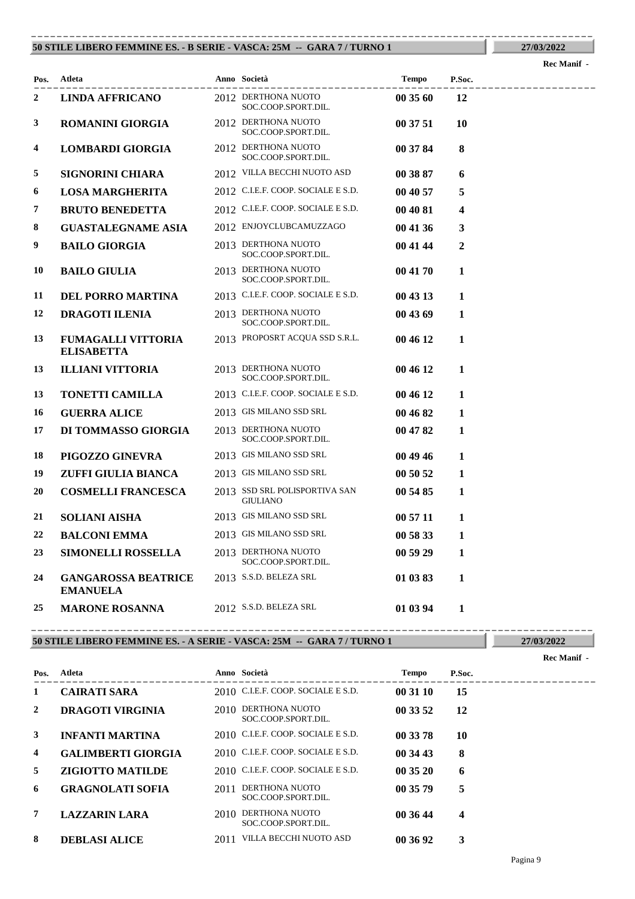## 50 STILE LIBERO FEMMINE ES. - B SERIE - VASCA: 25M -- GARA 7 / TURNO 1

27/03/2022

Rec Manif -

| Pos. | Atleta | Anno | Società | Tempo | P.Soc. |
|---|---|---|---|---|---|
| 2 | **LINDA AFFRICANO** | 2012 | DERTHONA NUOTO SOC.COOP.SPORT.DIL. | **00 35 60** | **12** |
| 3 | **ROMANINI GIORGIA** | 2012 | DERTHONA NUOTO SOC.COOP.SPORT.DIL. | **00 37 51** | **10** |
| 4 | **LOMBARDI GIORGIA** | 2012 | DERTHONA NUOTO SOC.COOP.SPORT.DIL. | **00 37 84** | **8** |
| 5 | **SIGNORINI CHIARA** | 2012 | VILLA BECCHI NUOTO ASD | **00 38 87** | **6** |
| 6 | **LOSA MARGHERITA** | 2012 | C.I.E.F. COOP. SOCIALE E S.D. | **00 40 57** | **5** |
| 7 | **BRUTO BENEDETTA** | 2012 | C.I.E.F. COOP. SOCIALE E S.D. | **00 40 81** | **4** |
| 8 | **GUASTALEGNAME ASIA** | 2012 | ENJOYCLUBCAMUZZAGO | **00 41 36** | **3** |
| 9 | **BAILO GIORGIA** | 2013 | DERTHONA NUOTO SOC.COOP.SPORT.DIL. | **00 41 44** | **2** |
| 10 | **BAILO GIULIA** | 2013 | DERTHONA NUOTO SOC.COOP.SPORT.DIL. | **00 41 70** | **1** |
| 11 | **DEL PORRO MARTINA** | 2013 | C.I.E.F. COOP. SOCIALE E S.D. | **00 43 13** | **1** |
| 12 | **DRAGOTI ILENIA** | 2013 | DERTHONA NUOTO SOC.COOP.SPORT.DIL. | **00 43 69** | **1** |
| 13 | **FUMAGALLI VITTORIA ELISABETTA** | 2013 | PROPOSRT ACQUA SSD S.R.L. | **00 46 12** | **1** |
| 13 | **ILLIANI VITTORIA** | 2013 | DERTHONA NUOTO SOC.COOP.SPORT.DIL. | **00 46 12** | **1** |
| 13 | **TONETTI CAMILLA** | 2013 | C.I.E.F. COOP. SOCIALE E S.D. | **00 46 12** | **1** |
| 16 | **GUERRA ALICE** | 2013 | GIS MILANO SSD SRL | **00 46 82** | **1** |
| 17 | **DI TOMMASSO GIORGIA** | 2013 | DERTHONA NUOTO SOC.COOP.SPORT.DIL. | **00 47 82** | **1** |
| 18 | **PIGOZZO GINEVRA** | 2013 | GIS MILANO SSD SRL | **00 49 46** | **1** |
| 19 | **ZUFFI GIULIA BIANCA** | 2013 | GIS MILANO SSD SRL | **00 50 52** | **1** |
| 20 | **COSMELLI FRANCESCA** | 2013 | SSD SRL POLISPORTIVA SAN GIULIANO | **00 54 85** | **1** |
| 21 | **SOLIANI AISHA** | 2013 | GIS MILANO SSD SRL | **00 57 11** | **1** |
| 22 | **BALCONI EMMA** | 2013 | GIS MILANO SSD SRL | **00 58 33** | **1** |
| 23 | **SIMONELLI ROSSELLA** | 2013 | DERTHONA NUOTO SOC.COOP.SPORT.DIL. | **00 59 29** | **1** |
| 24 | **GANGAROSSA BEATRICE EMANUELA** | 2013 | S.S.D. BELEZA SRL | **01 03 83** | **1** |
| 25 | **MARONE ROSANNA** | 2012 | S.S.D. BELEZA SRL | **01 03 94** | **1** |

## 50 STILE LIBERO FEMMINE ES. - A SERIE - VASCA: 25M -- GARA 7 / TURNO 1

27/03/2022

Rec Manif -

| Pos. | Atleta | Anno | Società | Tempo | P.Soc. |
|---|---|---|---|---|---|
| 1 | **CAIRATI SARA** | 2010 | C.I.E.F. COOP. SOCIALE E S.D. | **00 31 10** | **15** |
| 2 | **DRAGOTI VIRGINIA** | 2010 | DERTHONA NUOTO SOC.COOP.SPORT.DIL. | **00 33 52** | **12** |
| 3 | **INFANTI MARTINA** | 2010 | C.I.E.F. COOP. SOCIALE E S.D. | **00 33 78** | **10** |
| 4 | **GALIMBERTI GIORGIA** | 2010 | C.I.E.F. COOP. SOCIALE E S.D. | **00 34 43** | **8** |
| 5 | **ZIGIOTTO MATILDE** | 2010 | C.I.E.F. COOP. SOCIALE E S.D. | **00 35 20** | **6** |
| 6 | **GRAGNOLATI SOFIA** | 2011 | DERTHONA NUOTO SOC.COOP.SPORT.DIL. | **00 35 79** | **5** |
| 7 | **LAZZARIN LARA** | 2010 | DERTHONA NUOTO SOC.COOP.SPORT.DIL. | **00 36 44** | **4** |
| 8 | **DEBLASI ALICE** | 2011 | VILLA BECCHI NUOTO ASD | **00 36 92** | **3** |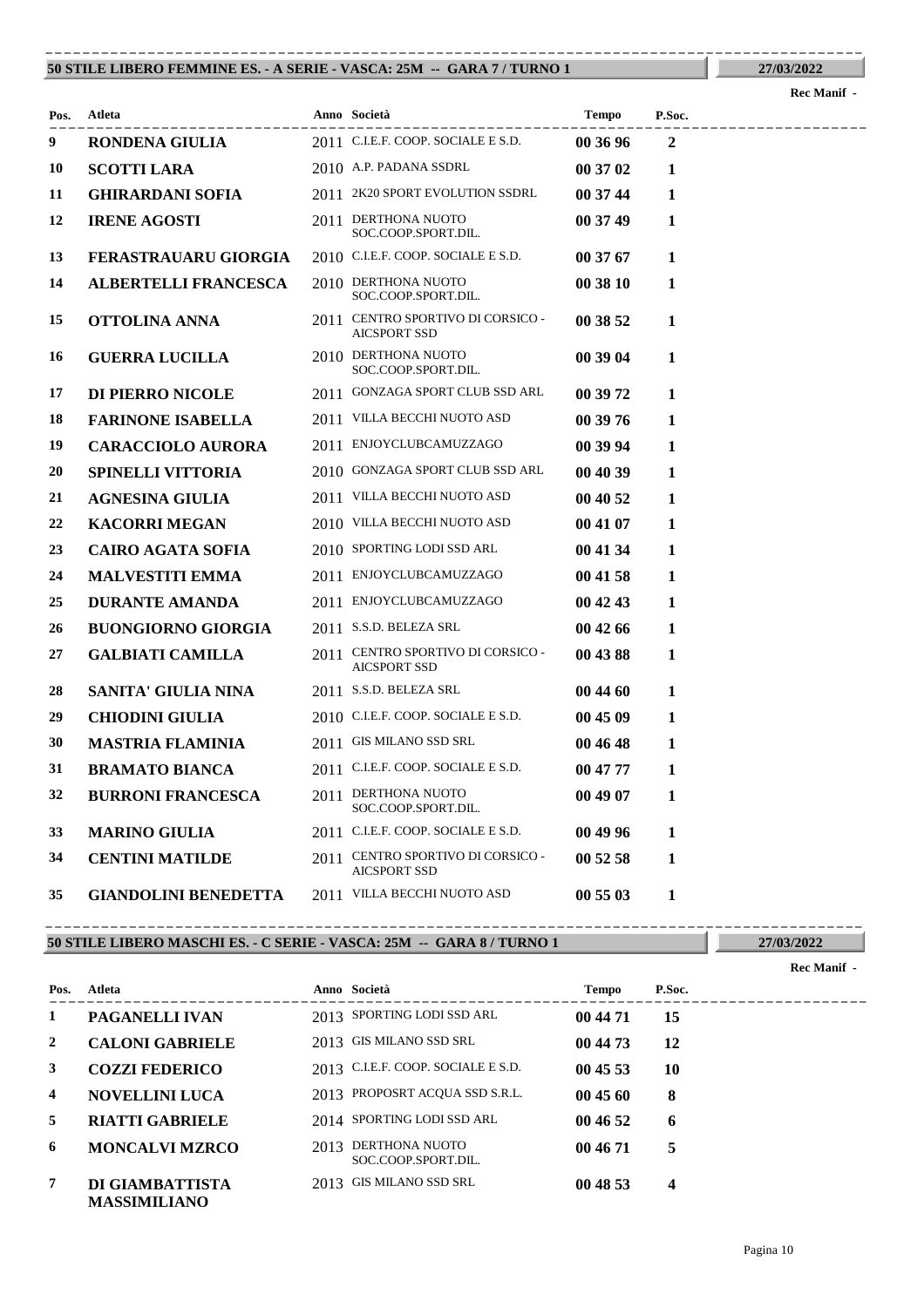## 50 STILE LIBERO FEMMINE ES. - A SERIE - VASCA: 25M -- GARA 7 / TURNO 1

27/03/2022

Rec Manif -

| Pos. | Atleta | Anno | Società | Tempo | P.Soc. |
|---|---|---|---|---|---|
| 9 | RONDENA GIULIA | 2011 | C.I.E.F. COOP. SOCIALE E S.D. | 00 36 96 | 2 |
| 10 | SCOTTI LARA | 2010 | A.P. PADANA SSDRL | 00 37 02 | 1 |
| 11 | GHIRARDANI SOFIA | 2011 | 2K20 SPORT EVOLUTION SSDRL | 00 37 44 | 1 |
| 12 | IRENE AGOSTI | 2011 | DERTHONA NUOTO SOC.COOP.SPORT.DIL. | 00 37 49 | 1 |
| 13 | FERASTRAUARU GIORGIA | 2010 | C.I.E.F. COOP. SOCIALE E S.D. | 00 37 67 | 1 |
| 14 | ALBERTELLI FRANCESCA | 2010 | DERTHONA NUOTO SOC.COOP.SPORT.DIL. | 00 38 10 | 1 |
| 15 | OTTOLINA ANNA | 2011 | CENTRO SPORTIVO DI CORSICO - AICSPORT SSD | 00 38 52 | 1 |
| 16 | GUERRA LUCILLA | 2010 | DERTHONA NUOTO SOC.COOP.SPORT.DIL. | 00 39 04 | 1 |
| 17 | DI PIERRO NICOLE | 2011 | GONZAGA SPORT CLUB SSD ARL | 00 39 72 | 1 |
| 18 | FARINONE ISABELLA | 2011 | VILLA BECCHI NUOTO ASD | 00 39 76 | 1 |
| 19 | CARACCIOLO AURORA | 2011 | ENJOYCLUBCAMUZZAGO | 00 39 94 | 1 |
| 20 | SPINELLI VITTORIA | 2010 | GONZAGA SPORT CLUB SSD ARL | 00 40 39 | 1 |
| 21 | AGNESINA GIULIA | 2011 | VILLA BECCHI NUOTO ASD | 00 40 52 | 1 |
| 22 | KACORRI MEGAN | 2010 | VILLA BECCHI NUOTO ASD | 00 41 07 | 1 |
| 23 | CAIRO AGATA SOFIA | 2010 | SPORTING LODI SSD ARL | 00 41 34 | 1 |
| 24 | MALVESTITI EMMA | 2011 | ENJOYCLUBCAMUZZAGO | 00 41 58 | 1 |
| 25 | DURANTE AMANDA | 2011 | ENJOYCLUBCAMUZZAGO | 00 42 43 | 1 |
| 26 | BUONGIORNO GIORGIA | 2011 | S.S.D. BELEZA SRL | 00 42 66 | 1 |
| 27 | GALBIATI CAMILLA | 2011 | CENTRO SPORTIVO DI CORSICO - AICSPORT SSD | 00 43 88 | 1 |
| 28 | SANITA' GIULIA NINA | 2011 | S.S.D. BELEZA SRL | 00 44 60 | 1 |
| 29 | CHIODINI GIULIA | 2010 | C.I.E.F. COOP. SOCIALE E S.D. | 00 45 09 | 1 |
| 30 | MASTRIA FLAMINIA | 2011 | GIS MILANO SSD SRL | 00 46 48 | 1 |
| 31 | BRAMATO BIANCA | 2011 | C.I.E.F. COOP. SOCIALE E S.D. | 00 47 77 | 1 |
| 32 | BURRONI FRANCESCA | 2011 | DERTHONA NUOTO SOC.COOP.SPORT.DIL. | 00 49 07 | 1 |
| 33 | MARINO GIULIA | 2011 | C.I.E.F. COOP. SOCIALE E S.D. | 00 49 96 | 1 |
| 34 | CENTINI MATILDE | 2011 | CENTRO SPORTIVO DI CORSICO - AICSPORT SSD | 00 52 58 | 1 |
| 35 | GIANDOLINI BENEDETTA | 2011 | VILLA BECCHI NUOTO ASD | 00 55 03 | 1 |

## 50 STILE LIBERO MASCHI ES. - C SERIE - VASCA: 25M -- GARA 8 / TURNO 1

27/03/2022

Rec Manif -

| Pos. | Atleta | Anno | Società | Tempo | P.Soc. |
|---|---|---|---|---|---|
| 1 | PAGANELLI IVAN | 2013 | SPORTING LODI SSD ARL | 00 44 71 | 15 |
| 2 | CALONI GABRIELE | 2013 | GIS MILANO SSD SRL | 00 44 73 | 12 |
| 3 | COZZI FEDERICO | 2013 | C.I.E.F. COOP. SOCIALE E S.D. | 00 45 53 | 10 |
| 4 | NOVELLINI LUCA | 2013 | PROPOSRT ACQUA SSD S.R.L. | 00 45 60 | 8 |
| 5 | RIATTI GABRIELE | 2014 | SPORTING LODI SSD ARL | 00 46 52 | 6 |
| 6 | MONCALVI MZRCO | 2013 | DERTHONA NUOTO SOC.COOP.SPORT.DIL. | 00 46 71 | 5 |
| 7 | DI GIAMBATTISTA MASSIMILIANO | 2013 | GIS MILANO SSD SRL | 00 48 53 | 4 |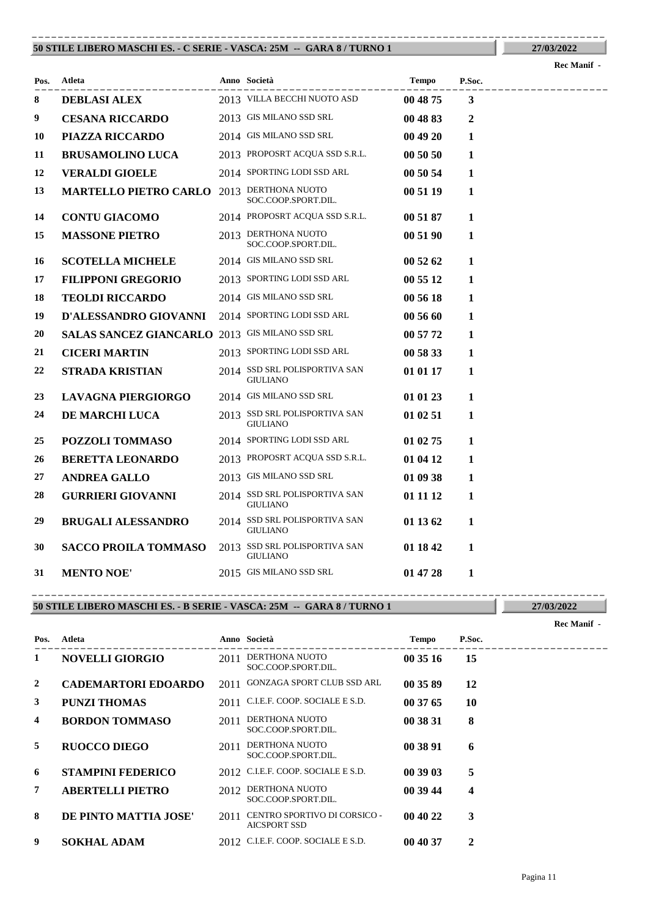## 50 STILE LIBERO MASCHI ES. - C SERIE - VASCA: 25M -- GARA 8 / TURNO 1

27/03/2022

Rec Manif -

| Pos. | Atleta | Anno | Società | Tempo | P.Soc. |
|---|---|---|---|---|---|
| 8 | **DEBLASI ALEX** | 2013 | VILLA BECCHI NUOTO ASD | **00 48 75** | **3** |
| 9 | **CESANA RICCARDO** | 2013 | GIS MILANO SSD SRL | **00 48 83** | **2** |
| 10 | **PIAZZA RICCARDO** | 2014 | GIS MILANO SSD SRL | **00 49 20** | **1** |
| 11 | **BRUSAMOLINO LUCA** | 2013 | PROPOSRT ACQUA SSD S.R.L. | **00 50 50** | **1** |
| 12 | **VERALDI GIOELE** | 2014 | SPORTING LODI SSD ARL | **00 50 54** | **1** |
| 13 | **MARTELLO PIETRO CARLO** | 2013 | DERTHONA NUOTO SOC.COOP.SPORT.DIL. | **00 51 19** | **1** |
| 14 | **CONTU GIACOMO** | 2014 | PROPOSRT ACQUA SSD S.R.L. | **00 51 87** | **1** |
| 15 | **MASSONE PIETRO** | 2013 | DERTHONA NUOTO SOC.COOP.SPORT.DIL. | **00 51 90** | **1** |
| 16 | **SCOTELLA MICHELE** | 2014 | GIS MILANO SSD SRL | **00 52 62** | **1** |
| 17 | **FILIPPONI GREGORIO** | 2013 | SPORTING LODI SSD ARL | **00 55 12** | **1** |
| 18 | **TEOLDI RICCARDO** | 2014 | GIS MILANO SSD SRL | **00 56 18** | **1** |
| 19 | **D'ALESSANDRO GIOVANNI** | 2014 | SPORTING LODI SSD ARL | **00 56 60** | **1** |
| 20 | **SALAS SANCEZ GIANCARLO** | 2013 | GIS MILANO SSD SRL | **00 57 72** | **1** |
| 21 | **CICERI MARTIN** | 2013 | SPORTING LODI SSD ARL | **00 58 33** | **1** |
| 22 | **STRADA KRISTIAN** | 2014 | SSD SRL POLISPORTIVA SAN GIULIANO | **01 01 17** | **1** |
| 23 | **LAVAGNA PIERGIORGO** | 2014 | GIS MILANO SSD SRL | **01 01 23** | **1** |
| 24 | **DE MARCHI LUCA** | 2013 | SSD SRL POLISPORTIVA SAN GIULIANO | **01 02 51** | **1** |
| 25 | **POZZOLI TOMMASO** | 2014 | SPORTING LODI SSD ARL | **01 02 75** | **1** |
| 26 | **BERETTA LEONARDO** | 2013 | PROPOSRT ACQUA SSD S.R.L. | **01 04 12** | **1** |
| 27 | **ANDREA GALLO** | 2013 | GIS MILANO SSD SRL | **01 09 38** | **1** |
| 28 | **GURRIERI GIOVANNI** | 2014 | SSD SRL POLISPORTIVA SAN GIULIANO | **01 11 12** | **1** |
| 29 | **BRUGALI ALESSANDRO** | 2014 | SSD SRL POLISPORTIVA SAN GIULIANO | **01 13 62** | **1** |
| 30 | **SACCO PROILA TOMMASO** | 2013 | SSD SRL POLISPORTIVA SAN GIULIANO | **01 18 42** | **1** |
| 31 | **MENTO NOE'** | 2015 | GIS MILANO SSD SRL | **01 47 28** | **1** |

## 50 STILE LIBERO MASCHI ES. - B SERIE - VASCA: 25M -- GARA 8 / TURNO 1

27/03/2022

Rec Manif -

| Pos. | Atleta | Anno | Società | Tempo | P.Soc. |
|---|---|---|---|---|---|
| 1 | **NOVELLI GIORGIO** | 2011 | DERTHONA NUOTO SOC.COOP.SPORT.DIL. | **00 35 16** | **15** |
| 2 | **CADEMARTORI EDOARDO** | 2011 | GONZAGA SPORT CLUB SSD ARL | **00 35 89** | **12** |
| 3 | **PUNZI THOMAS** | 2011 | C.I.E.F. COOP. SOCIALE E S.D. | **00 37 65** | **10** |
| 4 | **BORDON TOMMASO** | 2011 | DERTHONA NUOTO SOC.COOP.SPORT.DIL. | **00 38 31** | **8** |
| 5 | **RUOCCO DIEGO** | 2011 | DERTHONA NUOTO SOC.COOP.SPORT.DIL. | **00 38 91** | **6** |
| 6 | **STAMPINI FEDERICO** | 2012 | C.I.E.F. COOP. SOCIALE E S.D. | **00 39 03** | **5** |
| 7 | **ABERTELLI PIETRO** | 2012 | DERTHONA NUOTO SOC.COOP.SPORT.DIL. | **00 39 44** | **4** |
| 8 | **DE PINTO MATTIA JOSE'** | 2011 | CENTRO SPORTIVO DI CORSICO - AICSPORT SSD | **00 40 22** | **3** |
| 9 | **SOKHAL ADAM** | 2012 | C.I.E.F. COOP. SOCIALE E S.D. | **00 40 37** | **2** |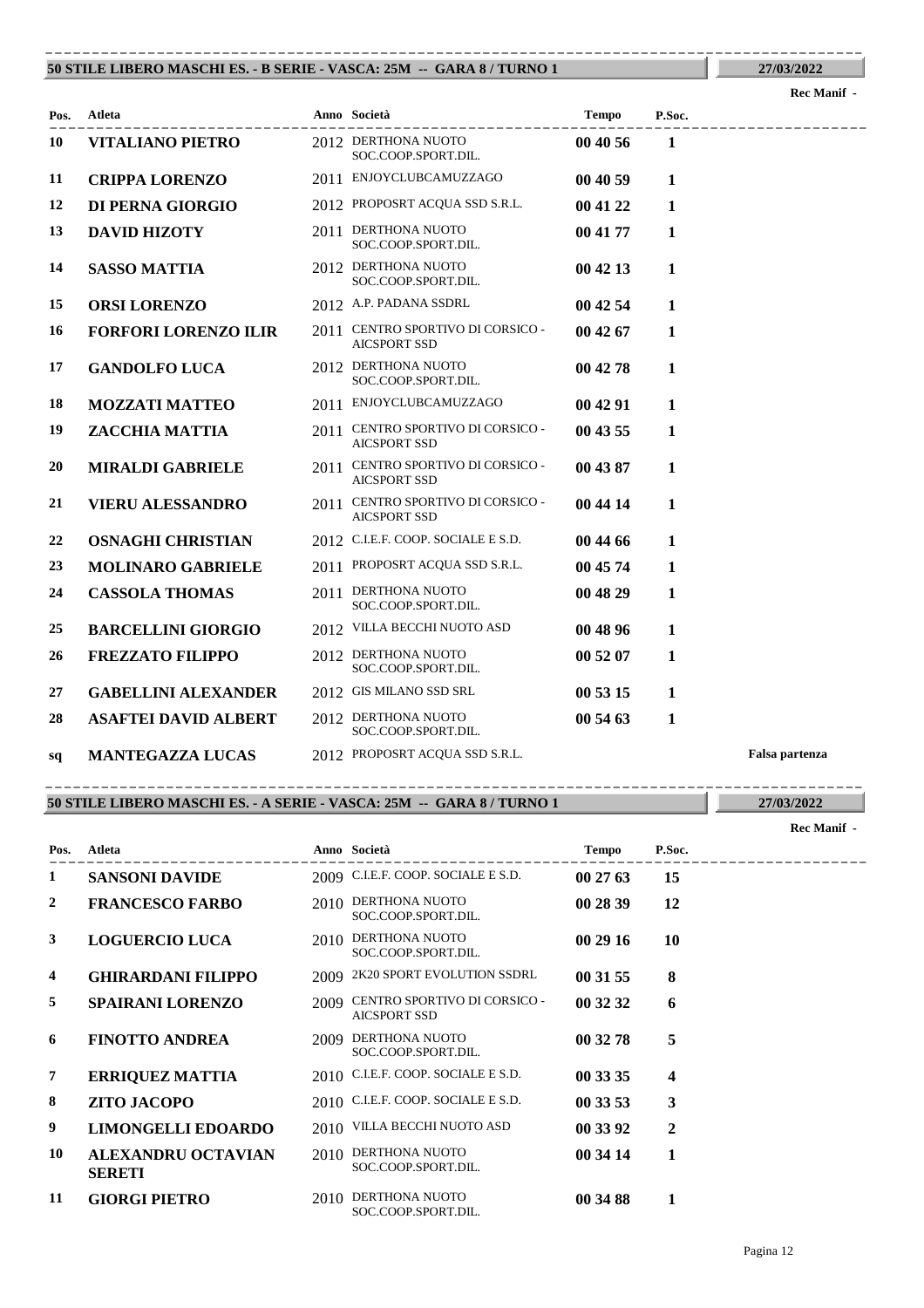## 50 STILE LIBERO MASCHI ES. - B SERIE - VASCA: 25M -- GARA 8 / TURNO 1

27/03/2022

Rec Manif -

| Pos. | Atleta | Anno | Società | Tempo | P.Soc. | |
|---|---|---|---|---|---|---|
| 10 | **VITALIANO PIETRO** | 2012 | DERTHONA NUOTO SOC.COOP.SPORT.DIL. | **00 40 56** | **1** | |
| 11 | **CRIPPA LORENZO** | 2011 | ENJOYCLUBCAMUZZAGO | **00 40 59** | **1** | |
| 12 | **DI PERNA GIORGIO** | 2012 | PROPOSRT ACQUA SSD S.R.L. | **00 41 22** | **1** | |
| 13 | **DAVID HIZOTY** | 2011 | DERTHONA NUOTO SOC.COOP.SPORT.DIL. | **00 41 77** | **1** | |
| 14 | **SASSO MATTIA** | 2012 | DERTHONA NUOTO SOC.COOP.SPORT.DIL. | **00 42 13** | **1** | |
| 15 | **ORSI LORENZO** | 2012 | A.P. PADANA SSDRL | **00 42 54** | **1** | |
| 16 | **FORFORI LORENZO ILIR** | 2011 | CENTRO SPORTIVO DI CORSICO - AICSPORT SSD | **00 42 67** | **1** | |
| 17 | **GANDOLFO LUCA** | 2012 | DERTHONA NUOTO SOC.COOP.SPORT.DIL. | **00 42 78** | **1** | |
| 18 | **MOZZATI MATTEO** | 2011 | ENJOYCLUBCAMUZZAGO | **00 42 91** | **1** | |
| 19 | **ZACCHIA MATTIA** | 2011 | CENTRO SPORTIVO DI CORSICO - AICSPORT SSD | **00 43 55** | **1** | |
| 20 | **MIRALDI GABRIELE** | 2011 | CENTRO SPORTIVO DI CORSICO - AICSPORT SSD | **00 43 87** | **1** | |
| 21 | **VIERU ALESSANDRO** | 2011 | CENTRO SPORTIVO DI CORSICO - AICSPORT SSD | **00 44 14** | **1** | |
| 22 | **OSNAGHI CHRISTIAN** | 2012 | C.I.E.F. COOP. SOCIALE E S.D. | **00 44 66** | **1** | |
| 23 | **MOLINARO GABRIELE** | 2011 | PROPOSRT ACQUA SSD S.R.L. | **00 45 74** | **1** | |
| 24 | **CASSOLA THOMAS** | 2011 | DERTHONA NUOTO SOC.COOP.SPORT.DIL. | **00 48 29** | **1** | |
| 25 | **BARCELLINI GIORGIO** | 2012 | VILLA BECCHI NUOTO ASD | **00 48 96** | **1** | |
| 26 | **FREZZATO FILIPPO** | 2012 | DERTHONA NUOTO SOC.COOP.SPORT.DIL. | **00 52 07** | **1** | |
| 27 | **GABELLINI ALEXANDER** | 2012 | GIS MILANO SSD SRL | **00 53 15** | **1** | |
| 28 | **ASAFTEI DAVID ALBERT** | 2012 | DERTHONA NUOTO SOC.COOP.SPORT.DIL. | **00 54 63** | **1** | |
| sq | **MANTEGAZZA LUCAS** | 2012 | PROPOSRT ACQUA SSD S.R.L. | | | **Falsa partenza** |

## 50 STILE LIBERO MASCHI ES. - A SERIE - VASCA: 25M -- GARA 8 / TURNO 1

27/03/2022

Rec Manif -

| Pos. | Atleta | Anno | Società | Tempo | P.Soc. |
|---|---|---|---|---|---|
| 1 | **SANSONI DAVIDE** | 2009 | C.I.E.F. COOP. SOCIALE E S.D. | **00 27 63** | **15** |
| 2 | **FRANCESCO FARBO** | 2010 | DERTHONA NUOTO SOC.COOP.SPORT.DIL. | **00 28 39** | **12** |
| 3 | **LOGUERCIO LUCA** | 2010 | DERTHONA NUOTO SOC.COOP.SPORT.DIL. | **00 29 16** | **10** |
| 4 | **GHIRARDANI FILIPPO** | 2009 | 2K20 SPORT EVOLUTION SSDRL | **00 31 55** | **8** |
| 5 | **SPAIRANI LORENZO** | 2009 | CENTRO SPORTIVO DI CORSICO - AICSPORT SSD | **00 32 32** | **6** |
| 6 | **FINOTTO ANDREA** | 2009 | DERTHONA NUOTO SOC.COOP.SPORT.DIL. | **00 32 78** | **5** |
| 7 | **ERRIQUEZ MATTIA** | 2010 | C.I.E.F. COOP. SOCIALE E S.D. | **00 33 35** | **4** |
| 8 | **ZITO JACOPO** | 2010 | C.I.E.F. COOP. SOCIALE E S.D. | **00 33 53** | **3** |
| 9 | **LIMONGELLI EDOARDO** | 2010 | VILLA BECCHI NUOTO ASD | **00 33 92** | **2** |
| 10 | **ALEXANDRU OCTAVIAN SERETI** | 2010 | DERTHONA NUOTO SOC.COOP.SPORT.DIL. | **00 34 14** | **1** |
| 11 | **GIORGI PIETRO** | 2010 | DERTHONA NUOTO SOC.COOP.SPORT.DIL. | **00 34 88** | **1** |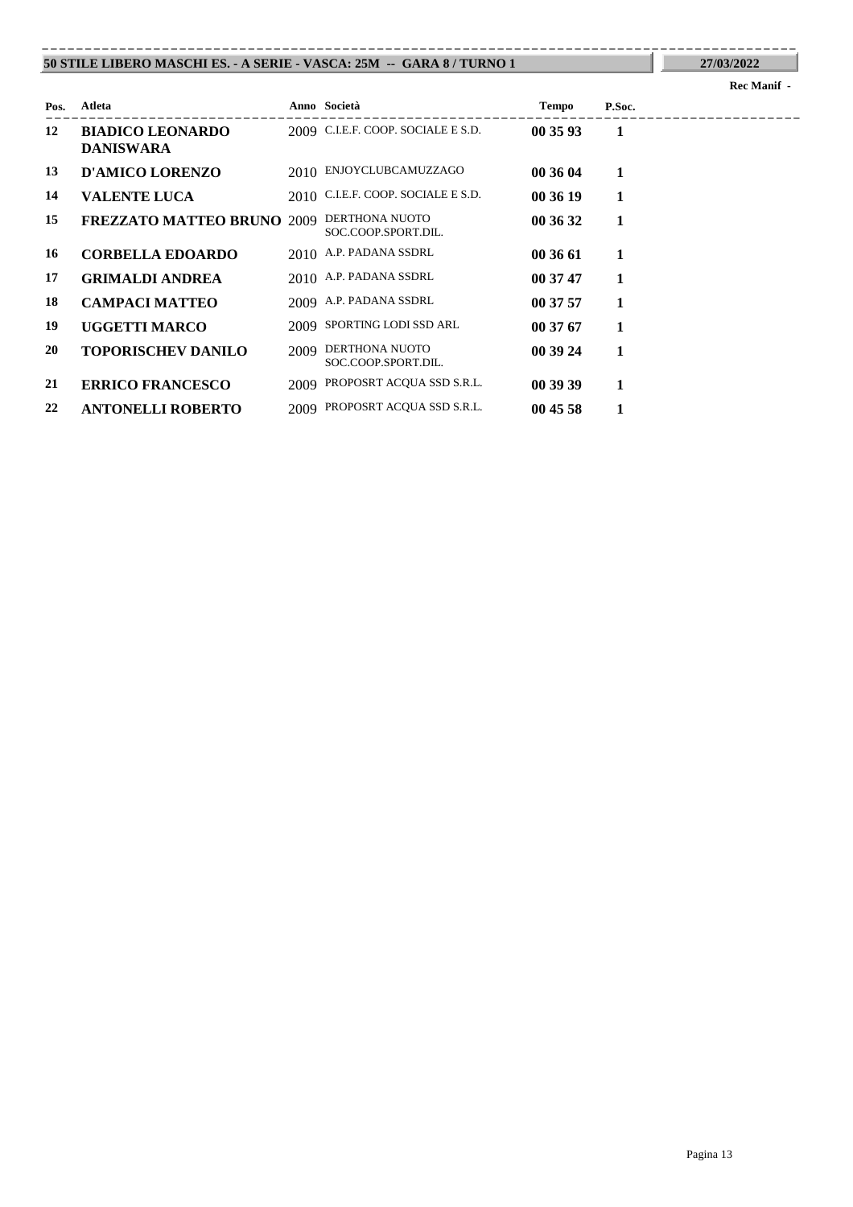**50 STILE LIBERO MASCHI ES. - A SERIE - VASCA: 25M -- GARA 8 / TURNO 1** **27/03/2022**

**Rec Manif -**

| Pos. | Atleta | Anno | Società | Tempo | P.Soc. |
|---|---|---|---|---|---|
| 12 | **BIADICO LEONARDO DANISWARA** | 2009 | C.I.E.F. COOP. SOCIALE E S.D. | **00 35 93** | **1** |
| 13 | **D'AMICO LORENZO** | 2010 | ENJOYCLUBCAMUZZAGO | **00 36 04** | **1** |
| 14 | **VALENTE LUCA** | 2010 | C.I.E.F. COOP. SOCIALE E S.D. | **00 36 19** | **1** |
| 15 | **FREZZATO MATTEO BRUNO** | 2009 | DERTHONA NUOTO SOC.COOP.SPORT.DIL. | **00 36 32** | **1** |
| 16 | **CORBELLA EDOARDO** | 2010 | A.P. PADANA SSDRL | **00 36 61** | **1** |
| 17 | **GRIMALDI ANDREA** | 2010 | A.P. PADANA SSDRL | **00 37 47** | **1** |
| 18 | **CAMPACI MATTEO** | 2009 | A.P. PADANA SSDRL | **00 37 57** | **1** |
| 19 | **UGGETTI MARCO** | 2009 | SPORTING LODI SSD ARL | **00 37 67** | **1** |
| 20 | **TOPORISCHEV DANILO** | 2009 | DERTHONA NUOTO SOC.COOP.SPORT.DIL. | **00 39 24** | **1** |
| 21 | **ERRICO FRANCESCO** | 2009 | PROPOSRT ACQUA SSD S.R.L. | **00 39 39** | **1** |
| 22 | **ANTONELLI ROBERTO** | 2009 | PROPOSRT ACQUA SSD S.R.L. | **00 45 58** | **1** |